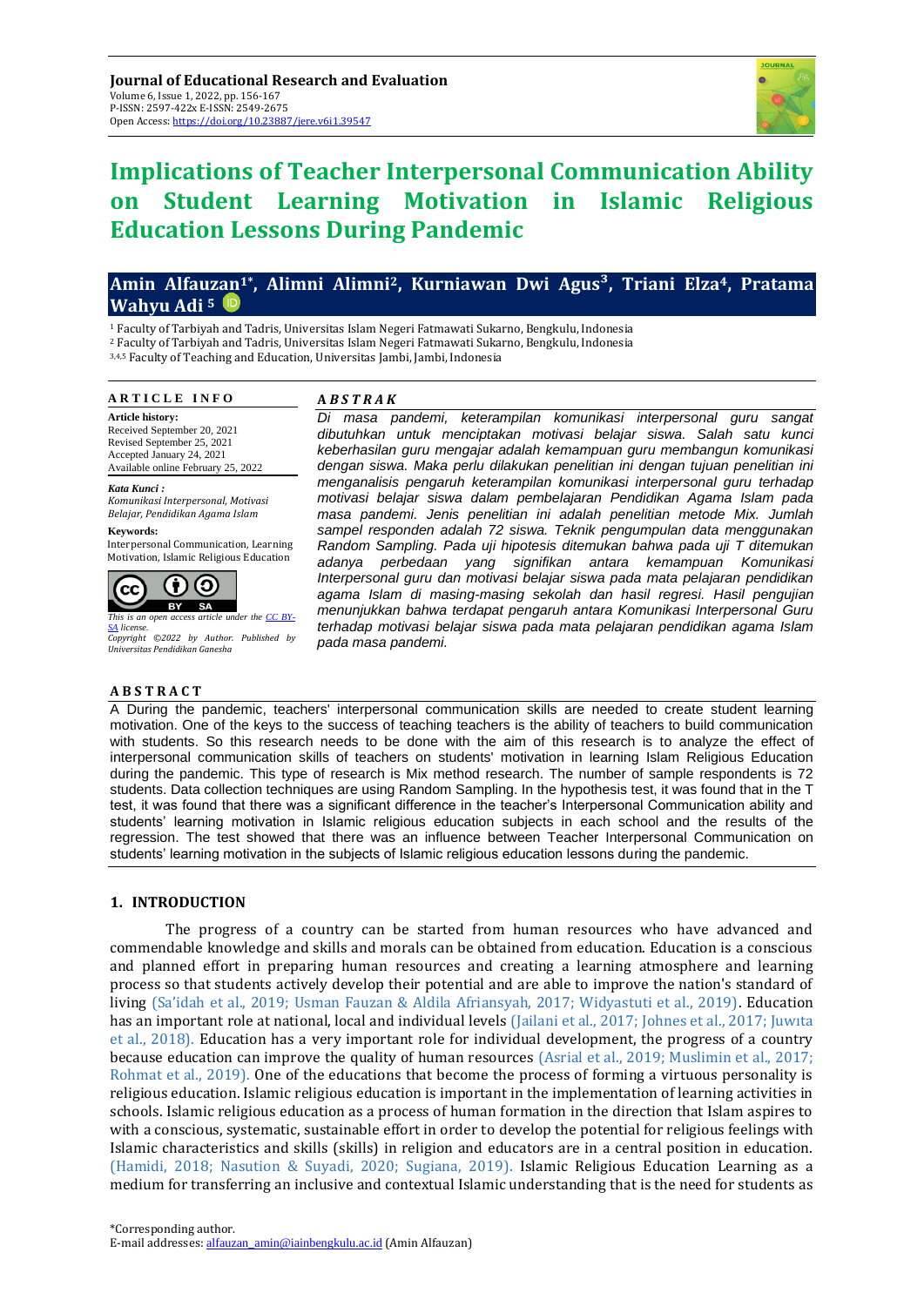**Journal of Educational Research and Evaluation**
Volume 6, Issue 1, 2022, pp. 156-167
P-ISSN: 2597-422x E-ISSN: 2549-2675
Open Access: https://doi.org/10.23887/jere.v6i1.39547

# Implications of Teacher Interpersonal Communication Ability on Student Learning Motivation in Islamic Religious Education Lessons During Pandemic

**Amin Alfauzan[1*], Alimni Alimni[2], Kurniawan Dwi Agus[3], Triani Elza[4], Pratama Wahyu Adi[5]**

[1] Faculty of Tarbiyah and Tadris, Universitas Islam Negeri Fatmawati Sukarno, Bengkulu, Indonesia
[2] Faculty of Tarbiyah and Tadris, Universitas Islam Negeri Fatmawati Sukarno, Bengkulu, Indonesia
[3,4,5] Faculty of Teaching and Education, Universitas Jambi, Jambi, Indonesia

**ARTICLE INFO**

**Article history:**
Received September 20, 2021
Revised September 25, 2021
Accepted January 24, 2021
Available online February 25, 2022

***Kata Kunci :***
*Komunikasi Interpersonal, Motivasi Belajar, Pendidikan Agama Islam*

**Keywords:**
Interpersonal Communication, Learning Motivation, Islamic Religious Education

*This is an open access article under the CC BY-SA license.*
*Copyright ©2022 by Author. Published by Universitas Pendidikan Ganesha*

***ABSTRAK***

*Di masa pandemi, keterampilan komunikasi interpersonal guru sangat dibutuhkan untuk menciptakan motivasi belajar siswa. Salah satu kunci keberhasilan guru mengajar adalah kemampuan guru membangun komunikasi dengan siswa. Maka perlu dilakukan penelitian ini dengan tujuan penelitian ini menganalisis pengaruh keterampilan komunikasi interpersonal guru terhadap motivasi belajar siswa dalam pembelajaran Pendidikan Agama Islam pada masa pandemi. Jenis penelitian ini adalah penelitian metode Mix. Jumlah sampel responden adalah 72 siswa. Teknik pengumpulan data menggunakan Random Sampling. Pada uji hipotesis ditemukan bahwa pada uji T ditemukan adanya perbedaan yang signifikan antara kemampuan Komunikasi Interpersonal guru dan motivasi belajar siswa pada mata pelajaran pendidikan agama Islam di masing-masing sekolah dan hasil regresi. Hasil pengujian menunjukkan bahwa terdapat pengaruh antara Komunikasi Interpersonal Guru terhadap motivasi belajar siswa pada mata pelajaran pendidikan agama Islam pada masa pandemi.*

**ABSTRACT**

A During the pandemic, teachers' interpersonal communication skills are needed to create student learning motivation. One of the keys to the success of teaching teachers is the ability of teachers to build communication with students. So this research needs to be done with the aim of this research is to analyze the effect of interpersonal communication skills of teachers on students' motivation in learning Islam Religious Education during the pandemic. This type of research is Mix method research. The number of sample respondents is 72 students. Data collection techniques are using Random Sampling. In the hypothesis test, it was found that in the T test, it was found that there was a significant difference in the teacher's Interpersonal Communication ability and students' learning motivation in Islamic religious education subjects in each school and the results of the regression. The test showed that there was an influence between Teacher Interpersonal Communication on students' learning motivation in the subjects of Islamic religious education lessons during the pandemic.

## 1. INTRODUCTION

The progress of a country can be started from human resources who have advanced and commendable knowledge and skills and morals can be obtained from education. Education is a conscious and planned effort in preparing human resources and creating a learning atmosphere and learning process so that students actively develop their potential and are able to improve the nation's standard of living (Sa'idah et al., 2019; Usman Fauzan & Aldila Afriansyah, 2017; Widyastuti et al., 2019). Education has an important role at national, local and individual levels (Jailani et al., 2017; Johnes et al., 2017; Juwıta et al., 2018). Education has a very important role for individual development, the progress of a country because education can improve the quality of human resources (Asrial et al., 2019; Muslimin et al., 2017; Rohmat et al., 2019). One of the educations that become the process of forming a virtuous personality is religious education. Islamic religious education is important in the implementation of learning activities in schools. Islamic religious education as a process of human formation in the direction that Islam aspires to with a conscious, systematic, sustainable effort in order to develop the potential for religious feelings with Islamic characteristics and skills (skills) in religion and educators are in a central position in education. (Hamidi, 2018; Nasution & Suyadi, 2020; Sugiana, 2019). Islamic Religious Education Learning as a medium for transferring an inclusive and contextual Islamic understanding that is the need for students as

*Corresponding author.
E-mail addresses: alfauzan_amin@iainbengkulu.ac.id (Amin Alfauzan)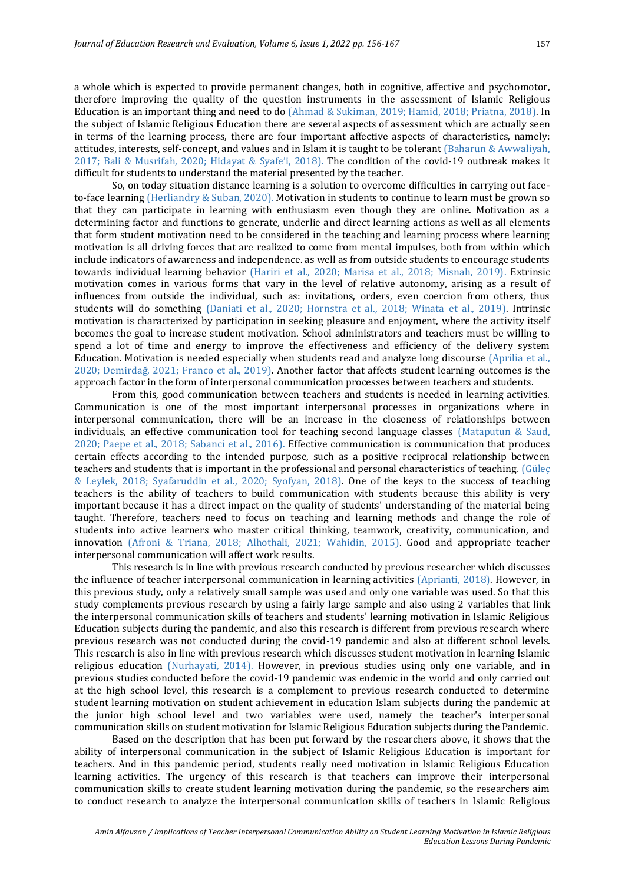a whole which is expected to provide permanent changes, both in cognitive, affective and psychomotor, therefore improving the quality of the question instruments in the assessment of Islamic Religious Education is an important thing and need to do (Ahmad & Sukiman, 2019; Hamid, 2018; Priatna, 2018). In the subject of Islamic Religious Education there are several aspects of assessment which are actually seen in terms of the learning process, there are four important affective aspects of characteristics, namely: attitudes, interests, self-concept, and values and in Islam it is taught to be tolerant (Baharun & Awwaliyah, 2017; Bali & Musrifah, 2020; Hidayat & Syafe'i, 2018). The condition of the covid-19 outbreak makes it difficult for students to understand the material presented by the teacher.

So, on today situation distance learning is a solution to overcome difficulties in carrying out face-to-face learning (Herliandry & Suban, 2020). Motivation in students to continue to learn must be grown so that they can participate in learning with enthusiasm even though they are online. Motivation as a determining factor and functions to generate, underlie and direct learning actions as well as all elements that form student motivation need to be considered in the teaching and learning process where learning motivation is all driving forces that are realized to come from mental impulses, both from within which include indicators of awareness and independence. as well as from outside students to encourage students towards individual learning behavior (Hariri et al., 2020; Marisa et al., 2018; Misnah, 2019). Extrinsic motivation comes in various forms that vary in the level of relative autonomy, arising as a result of influences from outside the individual, such as: invitations, orders, even coercion from others, thus students will do something (Daniati et al., 2020; Hornstra et al., 2018; Winata et al., 2019). Intrinsic motivation is characterized by participation in seeking pleasure and enjoyment, where the activity itself becomes the goal to increase student motivation. School administrators and teachers must be willing to spend a lot of time and energy to improve the effectiveness and efficiency of the delivery system Education. Motivation is needed especially when students read and analyze long discourse (Aprilia et al., 2020; Demirdağ, 2021; Franco et al., 2019). Another factor that affects student learning outcomes is the approach factor in the form of interpersonal communication processes between teachers and students.

From this, good communication between teachers and students is needed in learning activities. Communication is one of the most important interpersonal processes in organizations where in interpersonal communication, there will be an increase in the closeness of relationships between individuals, an effective communication tool for teaching second language classes (Mataputun & Saud, 2020; Paepe et al., 2018; Sabanci et al., 2016). Effective communication is communication that produces certain effects according to the intended purpose, such as a positive reciprocal relationship between teachers and students that is important in the professional and personal characteristics of teaching. (Güleç & Leylek, 2018; Syafaruddin et al., 2020; Syofyan, 2018). One of the keys to the success of teaching teachers is the ability of teachers to build communication with students because this ability is very important because it has a direct impact on the quality of students' understanding of the material being taught. Therefore, teachers need to focus on teaching and learning methods and change the role of students into active learners who master critical thinking, teamwork, creativity, communication, and innovation (Afroni & Triana, 2018; Alhothali, 2021; Wahidin, 2015). Good and appropriate teacher interpersonal communication will affect work results.

This research is in line with previous research conducted by previous researcher which discusses the influence of teacher interpersonal communication in learning activities (Aprianti, 2018). However, in this previous study, only a relatively small sample was used and only one variable was used. So that this study complements previous research by using a fairly large sample and also using 2 variables that link the interpersonal communication skills of teachers and students' learning motivation in Islamic Religious Education subjects during the pandemic, and also this research is different from previous research where previous research was not conducted during the covid-19 pandemic and also at different school levels. This research is also in line with previous research which discusses student motivation in learning Islamic religious education (Nurhayati, 2014). However, in previous studies using only one variable, and in previous studies conducted before the covid-19 pandemic was endemic in the world and only carried out at the high school level, this research is a complement to previous research conducted to determine student learning motivation on student achievement in education Islam subjects during the pandemic at the junior high school level and two variables were used, namely the teacher's interpersonal communication skills on student motivation for Islamic Religious Education subjects during the Pandemic.

Based on the description that has been put forward by the researchers above, it shows that the ability of interpersonal communication in the subject of Islamic Religious Education is important for teachers. And in this pandemic period, students really need motivation in Islamic Religious Education learning activities. The urgency of this research is that teachers can improve their interpersonal communication skills to create student learning motivation during the pandemic, so the researchers aim to conduct research to analyze the interpersonal communication skills of teachers in Islamic Religious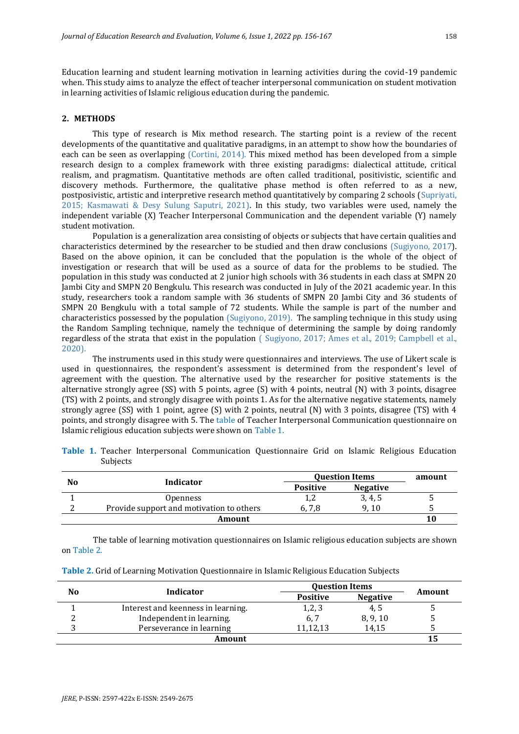Education learning and student learning motivation in learning activities during the covid-19 pandemic when. This study aims to analyze the effect of teacher interpersonal communication on student motivation in learning activities of Islamic religious education during the pandemic.

## 2. METHODS

This type of research is Mix method research. The starting point is a review of the recent developments of the quantitative and qualitative paradigms, in an attempt to show how the boundaries of each can be seen as overlapping (Cortini, 2014). This mixed method has been developed from a simple research design to a complex framework with three existing paradigms: dialectical attitude, critical realism, and pragmatism. Quantitative methods are often called traditional, positivistic, scientific and discovery methods. Furthermore, the qualitative phase method is often referred to as a new, postposivistic, artistic and interpretive research method quantitatively by comparing 2 schools (Supriyati, 2015; Kasmawati & Desy Sulung Saputri, 2021). In this study, two variables were used, namely the independent variable (X) Teacher Interpersonal Communication and the dependent variable (Y) namely student motivation.

Population is a generalization area consisting of objects or subjects that have certain qualities and characteristics determined by the researcher to be studied and then draw conclusions (Sugiyono, 2017). Based on the above opinion, it can be concluded that the population is the whole of the object of investigation or research that will be used as a source of data for the problems to be studied. The population in this study was conducted at 2 junior high schools with 36 students in each class at SMPN 20 Jambi City and SMPN 20 Bengkulu. This research was conducted in July of the 2021 academic year. In this study, researchers took a random sample with 36 students of SMPN 20 Jambi City and 36 students of SMPN 20 Bengkulu with a total sample of 72 students. While the sample is part of the number and characteristics possessed by the population (Sugiyono, 2019). The sampling technique in this study using the Random Sampling technique, namely the technique of determining the sample by doing randomly regardless of the strata that exist in the population ( Sugiyono, 2017; Ames et al., 2019; Campbell et al., 2020).

The instruments used in this study were questionnaires and interviews. The use of Likert scale is used in questionnaires, the respondent's assessment is determined from the respondent's level of agreement with the question. The alternative used by the researcher for positive statements is the alternative strongly agree (SS) with 5 points, agree (S) with 4 points, neutral (N) with 3 points, disagree (TS) with 2 points, and strongly disagree with points 1. As for the alternative negative statements, namely strongly agree (SS) with 1 point, agree (S) with 2 points, neutral (N) with 3 points, disagree (TS) with 4 points, and strongly disagree with 5. The table of Teacher Interpersonal Communication questionnaire on Islamic religious education subjects were shown on Table 1.

**Table 1.** Teacher Interpersonal Communication Questionnaire Grid on Islamic Religious Education Subjects

| No | Indicator | Question Items | | amount |
|---|---|---|---|---|
| | | Positive | Negative | |
| 1 | Openness | 1,2 | 3, 4, 5 | 5 |
| 2 | Provide support and motivation to others | 6, 7,8 | 9, 10 | 5 |
| | **Amount** | | | **10** |

The table of learning motivation questionnaires on Islamic religious education subjects are shown on Table 2.

**Table 2.** Grid of Learning Motivation Questionnaire in Islamic Religious Education Subjects

| No | Indicator | Question Items | | Amount |
|---|---|---|---|---|
| | | Positive | Negative | |
| 1 | Interest and keenness in learning. | 1,2, 3 | 4, 5 | 5 |
| 2 | Independent in learning. | 6, 7 | 8, 9, 10 | 5 |
| 3 | Perseverance in learning | 11,12,13 | 14,15 | 5 |
| | **Amount** | | | **15** |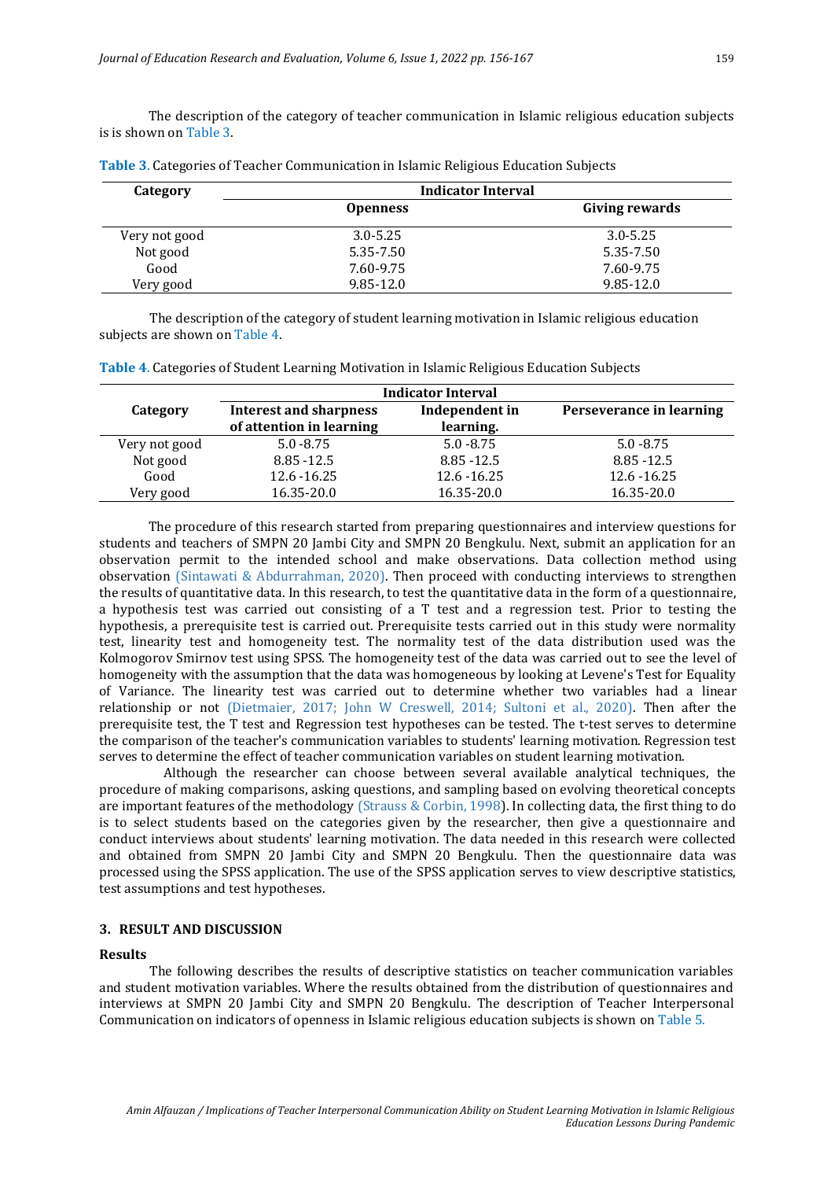The description of the category of teacher communication in Islamic religious education subjects is is shown on Table 3.

**Table 3**. Categories of Teacher Communication in Islamic Religious Education Subjects

| Category | Indicator Interval | |
|---|---|---|
| | **Openness** | **Giving rewards** |
| Very not good | 3.0-5.25 | 3.0-5.25 |
| Not good | 5.35-7.50 | 5.35-7.50 |
| Good | 7.60-9.75 | 7.60-9.75 |
| Very good | 9.85-12.0 | 9.85-12.0 |

The description of the category of student learning motivation in Islamic religious education subjects are shown on Table 4.

**Table 4**. Categories of Student Learning Motivation in Islamic Religious Education Subjects

| Category | Indicator Interval | | |
|---|---|---|---|
| | **Interest and sharpness of attention in learning** | **Independent in learning.** | **Perseverance in learning** |
| Very not good | 5.0 -8.75 | 5.0 -8.75 | 5.0 -8.75 |
| Not good | 8.85 -12.5 | 8.85 -12.5 | 8.85 -12.5 |
| Good | 12.6 -16.25 | 12.6 -16.25 | 12.6 -16.25 |
| Very good | 16.35-20.0 | 16.35-20.0 | 16.35-20.0 |

The procedure of this research started from preparing questionnaires and interview questions for students and teachers of SMPN 20 Jambi City and SMPN 20 Bengkulu. Next, submit an application for an observation permit to the intended school and make observations. Data collection method using observation (Sintawati & Abdurrahman, 2020). Then proceed with conducting interviews to strengthen the results of quantitative data. In this research, to test the quantitative data in the form of a questionnaire, a hypothesis test was carried out consisting of a T test and a regression test. Prior to testing the hypothesis, a prerequisite test is carried out. Prerequisite tests carried out in this study were normality test, linearity test and homogeneity test. The normality test of the data distribution used was the Kolmogorov Smirnov test using SPSS. The homogeneity test of the data was carried out to see the level of homogeneity with the assumption that the data was homogeneous by looking at Levene's Test for Equality of Variance. The linearity test was carried out to determine whether two variables had a linear relationship or not (Dietmaier, 2017; John W Creswell, 2014; Sultoni et al., 2020). Then after the prerequisite test, the T test and Regression test hypotheses can be tested. The t-test serves to determine the comparison of the teacher's communication variables to students' learning motivation. Regression test serves to determine the effect of teacher communication variables on student learning motivation.

Although the researcher can choose between several available analytical techniques, the procedure of making comparisons, asking questions, and sampling based on evolving theoretical concepts are important features of the methodology (Strauss & Corbin, 1998). In collecting data, the first thing to do is to select students based on the categories given by the researcher, then give a questionnaire and conduct interviews about students' learning motivation. The data needed in this research were collected and obtained from SMPN 20 Jambi City and SMPN 20 Bengkulu. Then the questionnaire data was processed using the SPSS application. The use of the SPSS application serves to view descriptive statistics, test assumptions and test hypotheses.

## 3. RESULT AND DISCUSSION

### Results

The following describes the results of descriptive statistics on teacher communication variables and student motivation variables. Where the results obtained from the distribution of questionnaires and interviews at SMPN 20 Jambi City and SMPN 20 Bengkulu. The description of Teacher Interpersonal Communication on indicators of openness in Islamic religious education subjects is shown on Table 5.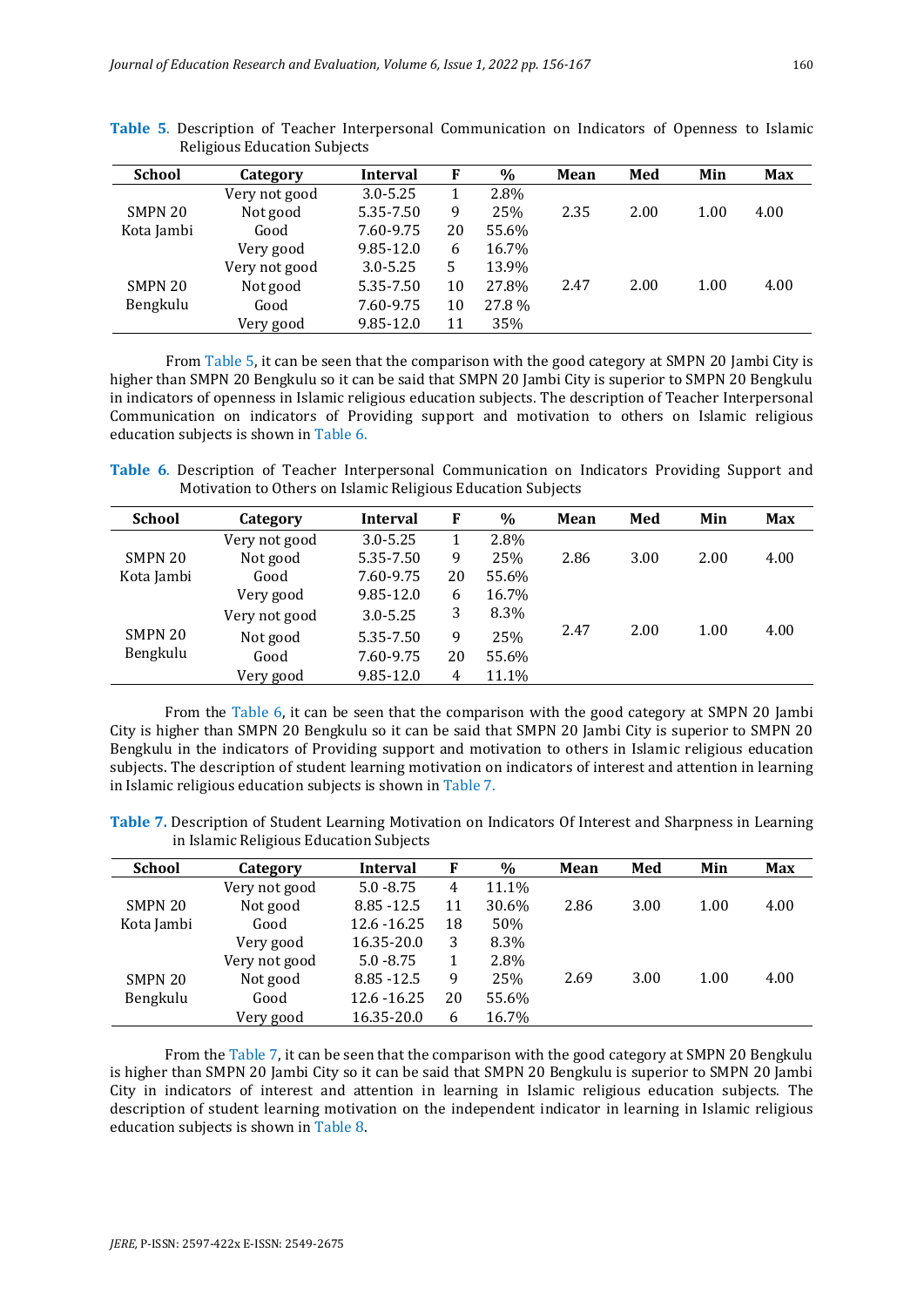**Table 5**. Description of Teacher Interpersonal Communication on Indicators of Openness to Islamic Religious Education Subjects

| School | Category | Interval | F | % | Mean | Med | Min | Max |
|---|---|---|---|---|---|---|---|---|
| SMPN 20 Kota Jambi | Very not good | 3.0-5.25 | 1 | 2.8% | 2.35 | 2.00 | 1.00 | 4.00 |
| | Not good | 5.35-7.50 | 9 | 25% | | | | |
| | Good | 7.60-9.75 | 20 | 55.6% | | | | |
| | Very good | 9.85-12.0 | 6 | 16.7% | | | | |
| SMPN 20 Bengkulu | Very not good | 3.0-5.25 | 5 | 13.9% | 2.47 | 2.00 | 1.00 | 4.00 |
| | Not good | 5.35-7.50 | 10 | 27.8% | | | | |
| | Good | 7.60-9.75 | 10 | 27.8 % | | | | |
| | Very good | 9.85-12.0 | 11 | 35% | | | | |

From Table 5, it can be seen that the comparison with the good category at SMPN 20 Jambi City is higher than SMPN 20 Bengkulu so it can be said that SMPN 20 Jambi City is superior to SMPN 20 Bengkulu in indicators of openness in Islamic religious education subjects. The description of Teacher Interpersonal Communication on indicators of Providing support and motivation to others on Islamic religious education subjects is shown in Table 6.

**Table 6**. Description of Teacher Interpersonal Communication on Indicators Providing Support and Motivation to Others on Islamic Religious Education Subjects

| School | Category | Interval | F | % | Mean | Med | Min | Max |
|---|---|---|---|---|---|---|---|---|
| SMPN 20 Kota Jambi | Very not good | 3.0-5.25 | 1 | 2.8% | 2.86 | 3.00 | 2.00 | 4.00 |
| | Not good | 5.35-7.50 | 9 | 25% | | | | |
| | Good | 7.60-9.75 | 20 | 55.6% | | | | |
| | Very good | 9.85-12.0 | 6 | 16.7% | | | | |
| SMPN 20 Bengkulu | Very not good | 3.0-5.25 | 3 | 8.3% | 2.47 | 2.00 | 1.00 | 4.00 |
| | Not good | 5.35-7.50 | 9 | 25% | | | | |
| | Good | 7.60-9.75 | 20 | 55.6% | | | | |
| | Very good | 9.85-12.0 | 4 | 11.1% | | | | |

From the Table 6, it can be seen that the comparison with the good category at SMPN 20 Jambi City is higher than SMPN 20 Bengkulu so it can be said that SMPN 20 Jambi City is superior to SMPN 20 Bengkulu in the indicators of Providing support and motivation to others in Islamic religious education subjects. The description of student learning motivation on indicators of interest and attention in learning in Islamic religious education subjects is shown in Table 7.

**Table 7.** Description of Student Learning Motivation on Indicators Of Interest and Sharpness in Learning in Islamic Religious Education Subjects

| School | Category | Interval | F | % | Mean | Med | Min | Max |
|---|---|---|---|---|---|---|---|---|
| SMPN 20 Kota Jambi | Very not good | 5.0 -8.75 | 4 | 11.1% | 2.86 | 3.00 | 1.00 | 4.00 |
| | Not good | 8.85 -12.5 | 11 | 30.6% | | | | |
| | Good | 12.6 -16.25 | 18 | 50% | | | | |
| | Very good | 16.35-20.0 | 3 | 8.3% | | | | |
| SMPN 20 Bengkulu | Very not good | 5.0 -8.75 | 1 | 2.8% | 2.69 | 3.00 | 1.00 | 4.00 |
| | Not good | 8.85 -12.5 | 9 | 25% | | | | |
| | Good | 12.6 -16.25 | 20 | 55.6% | | | | |
| | Very good | 16.35-20.0 | 6 | 16.7% | | | | |

From the Table 7, it can be seen that the comparison with the good category at SMPN 20 Bengkulu is higher than SMPN 20 Jambi City so it can be said that SMPN 20 Bengkulu is superior to SMPN 20 Jambi City in indicators of interest and attention in learning in Islamic religious education subjects. The description of student learning motivation on the independent indicator in learning in Islamic religious education subjects is shown in Table 8.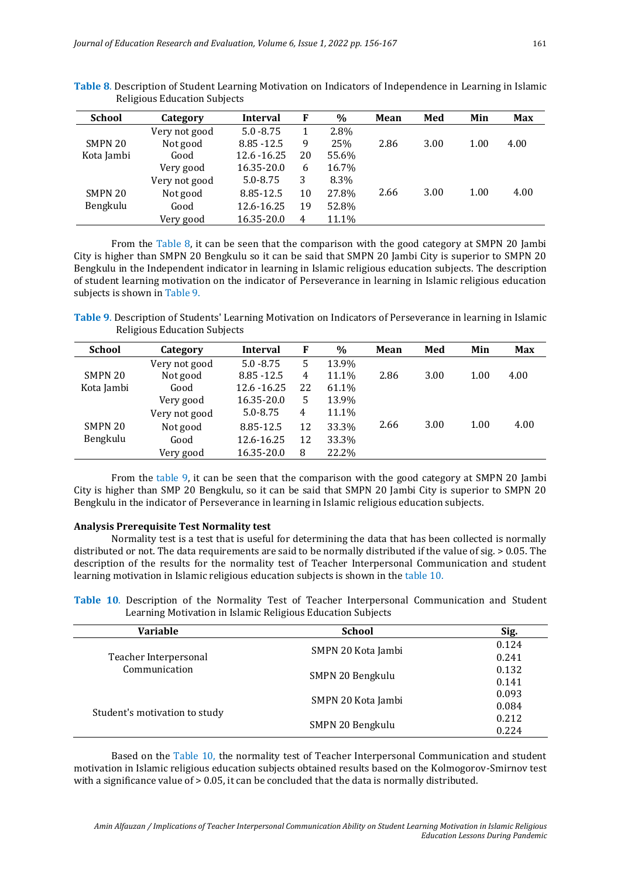**Table 8**. Description of Student Learning Motivation on Indicators of Independence in Learning in Islamic Religious Education Subjects

| School | Category | Interval | F | % | Mean | Med | Min | Max |
|---|---|---|---|---|---|---|---|---|
| SMPN 20 Kota Jambi | Very not good | 5.0 -8.75 | 1 | 2.8% | 2.86 | 3.00 | 1.00 | 4.00 |
| | Not good | 8.85 -12.5 | 9 | 25% | | | | |
| | Good | 12.6 -16.25 | 20 | 55.6% | | | | |
| | Very good | 16.35-20.0 | 6 | 16.7% | | | | |
| SMPN 20 Bengkulu | Very not good | 5.0-8.75 | 3 | 8.3% | 2.66 | 3.00 | 1.00 | 4.00 |
| | Not good | 8.85-12.5 | 10 | 27.8% | | | | |
| | Good | 12.6-16.25 | 19 | 52.8% | | | | |
| | Very good | 16.35-20.0 | 4 | 11.1% | | | | |

From the Table 8, it can be seen that the comparison with the good category at SMPN 20 Jambi City is higher than SMPN 20 Bengkulu so it can be said that SMPN 20 Jambi City is superior to SMPN 20 Bengkulu in the Independent indicator in learning in Islamic religious education subjects. The description of student learning motivation on the indicator of Perseverance in learning in Islamic religious education subjects is shown in Table 9.

**Table 9**. Description of Students' Learning Motivation on Indicators of Perseverance in learning in Islamic Religious Education Subjects

| School | Category | Interval | F | % | Mean | Med | Min | Max |
|---|---|---|---|---|---|---|---|---|
| SMPN 20 Kota Jambi | Very not good | 5.0 -8.75 | 5 | 13.9% | 2.86 | 3.00 | 1.00 | 4.00 |
| | Not good | 8.85 -12.5 | 4 | 11.1% | | | | |
| | Good | 12.6 -16.25 | 22 | 61.1% | | | | |
| | Very good | 16.35-20.0 | 5 | 13.9% | | | | |
| SMPN 20 Bengkulu | Very not good | 5.0-8.75 | 4 | 11.1% | 2.66 | 3.00 | 1.00 | 4.00 |
| | Not good | 8.85-12.5 | 12 | 33.3% | | | | |
| | Good | 12.6-16.25 | 12 | 33.3% | | | | |
| | Very good | 16.35-20.0 | 8 | 22.2% | | | | |

From the table 9, it can be seen that the comparison with the good category at SMPN 20 Jambi City is higher than SMP 20 Bengkulu, so it can be said that SMPN 20 Jambi City is superior to SMPN 20 Bengkulu in the indicator of Perseverance in learning in Islamic religious education subjects.

**Analysis Prerequisite Test Normality test**

Normality test is a test that is useful for determining the data that has been collected is normally distributed or not. The data requirements are said to be normally distributed if the value of sig. > 0.05. The description of the results for the normality test of Teacher Interpersonal Communication and student learning motivation in Islamic religious education subjects is shown in the table 10.

**Table 10**. Description of the Normality Test of Teacher Interpersonal Communication and Student Learning Motivation in Islamic Religious Education Subjects

| Variable | School | Sig. |
|---|---|---|
| Teacher Interpersonal Communication | SMPN 20 Kota Jambi | 0.124 |
| | | 0.241 |
| | SMPN 20 Bengkulu | 0.132 |
| | | 0.141 |
| Student's motivation to study | SMPN 20 Kota Jambi | 0.093 |
| | | 0.084 |
| | SMPN 20 Bengkulu | 0.212 |
| | | 0.224 |

Based on the Table 10, the normality test of Teacher Interpersonal Communication and student motivation in Islamic religious education subjects obtained results based on the Kolmogorov-Smirnov test with a significance value of > 0.05, it can be concluded that the data is normally distributed.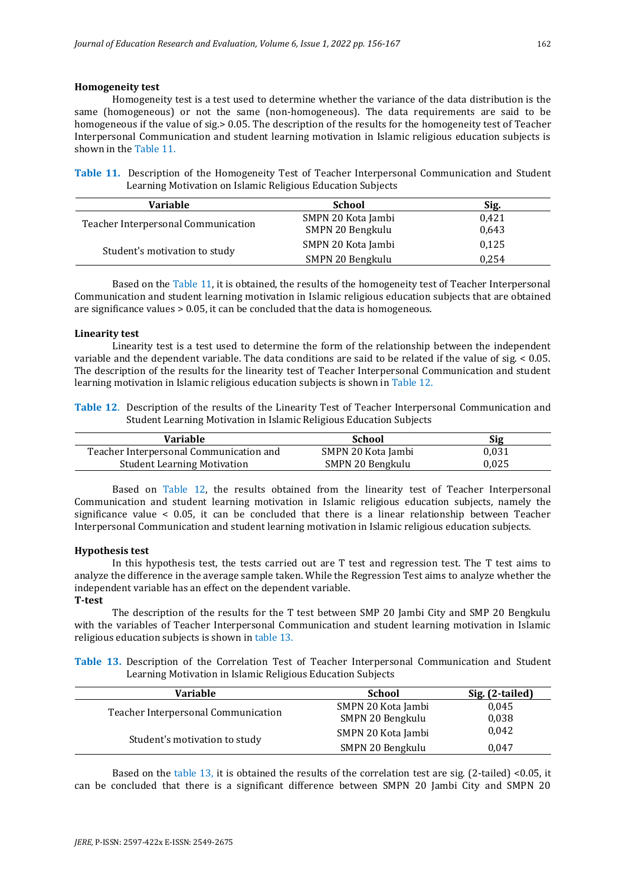**Homogeneity test**

Homogeneity test is a test used to determine whether the variance of the data distribution is the same (homogeneous) or not the same (non-homogeneous). The data requirements are said to be homogeneous if the value of sig.> 0.05. The description of the results for the homogeneity test of Teacher Interpersonal Communication and student learning motivation in Islamic religious education subjects is shown in the Table 11.

**Table 11.** Description of the Homogeneity Test of Teacher Interpersonal Communication and Student Learning Motivation on Islamic Religious Education Subjects

| Variable | School | Sig. |
|---|---|---|
| Teacher Interpersonal Communication | SMPN 20 Kota Jambi | 0,421 |
| | SMPN 20 Bengkulu | 0,643 |
| Student's motivation to study | SMPN 20 Kota Jambi | 0,125 |
| | SMPN 20 Bengkulu | 0,254 |

Based on the Table 11, it is obtained, the results of the homogeneity test of Teacher Interpersonal Communication and student learning motivation in Islamic religious education subjects that are obtained are significance values > 0.05, it can be concluded that the data is homogeneous.

**Linearity test**

Linearity test is a test used to determine the form of the relationship between the independent variable and the dependent variable. The data conditions are said to be related if the value of sig. < 0.05. The description of the results for the linearity test of Teacher Interpersonal Communication and student learning motivation in Islamic religious education subjects is shown in Table 12.

**Table 12**. Description of the results of the Linearity Test of Teacher Interpersonal Communication and Student Learning Motivation in Islamic Religious Education Subjects

| Variable | School | Sig |
|---|---|---|
| Teacher Interpersonal Communication and | SMPN 20 Kota Jambi | 0,031 |
| Student Learning Motivation | SMPN 20 Bengkulu | 0,025 |

Based on Table 12, the results obtained from the linearity test of Teacher Interpersonal Communication and student learning motivation in Islamic religious education subjects, namely the significance value < 0.05, it can be concluded that there is a linear relationship between Teacher Interpersonal Communication and student learning motivation in Islamic religious education subjects.

**Hypothesis test**

In this hypothesis test, the tests carried out are T test and regression test. The T test aims to analyze the difference in the average sample taken. While the Regression Test aims to analyze whether the independent variable has an effect on the dependent variable.

**T-test**

The description of the results for the T test between SMP 20 Jambi City and SMP 20 Bengkulu with the variables of Teacher Interpersonal Communication and student learning motivation in Islamic religious education subjects is shown in table 13.

**Table 13.** Description of the Correlation Test of Teacher Interpersonal Communication and Student Learning Motivation in Islamic Religious Education Subjects

| Variable | School | Sig. (2-tailed) |
|---|---|---|
| Teacher Interpersonal Communication | SMPN 20 Kota Jambi | 0,045 |
| | SMPN 20 Bengkulu | 0,038 |
| Student's motivation to study | SMPN 20 Kota Jambi | 0,042 |
| | SMPN 20 Bengkulu | 0,047 |

Based on the table 13, it is obtained the results of the correlation test are sig. (2-tailed) <0.05, it can be concluded that there is a significant difference between SMPN 20 Jambi City and SMPN 20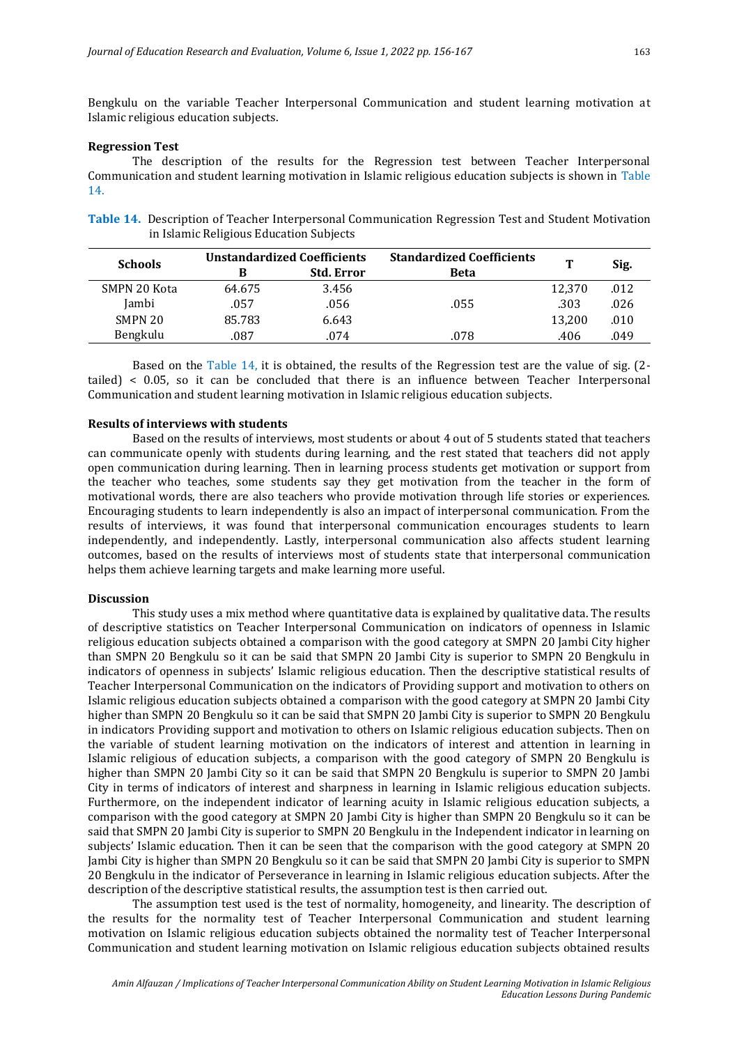Bengkulu on the variable Teacher Interpersonal Communication and student learning motivation at Islamic religious education subjects.

**Regression Test**

The description of the results for the Regression test between Teacher Interpersonal Communication and student learning motivation in Islamic religious education subjects is shown in Table 14.

**Table 14.** Description of Teacher Interpersonal Communication Regression Test and Student Motivation in Islamic Religious Education Subjects

| Schools | Unstandardized Coefficients | | Standardized Coefficients | T | Sig. |
|---|---|---|---|---|---|
| | B | Std. Error | Beta | | |
| SMPN 20 Kota | 64.675 | 3.456 | | 12,370 | .012 |
| Jambi | .057 | .056 | .055 | .303 | .026 |
| SMPN 20 | 85.783 | 6.643 | | 13,200 | .010 |
| Bengkulu | .087 | .074 | .078 | .406 | .049 |

Based on the Table 14, it is obtained, the results of the Regression test are the value of sig. (2-tailed) < 0.05, so it can be concluded that there is an influence between Teacher Interpersonal Communication and student learning motivation in Islamic religious education subjects.

**Results of interviews with students**

Based on the results of interviews, most students or about 4 out of 5 students stated that teachers can communicate openly with students during learning, and the rest stated that teachers did not apply open communication during learning. Then in learning process students get motivation or support from the teacher who teaches, some students say they get motivation from the teacher in the form of motivational words, there are also teachers who provide motivation through life stories or experiences. Encouraging students to learn independently is also an impact of interpersonal communication. From the results of interviews, it was found that interpersonal communication encourages students to learn independently, and independently. Lastly, interpersonal communication also affects student learning outcomes, based on the results of interviews most of students state that interpersonal communication helps them achieve learning targets and make learning more useful.

**Discussion**

This study uses a mix method where quantitative data is explained by qualitative data. The results of descriptive statistics on Teacher Interpersonal Communication on indicators of openness in Islamic religious education subjects obtained a comparison with the good category at SMPN 20 Jambi City higher than SMPN 20 Bengkulu so it can be said that SMPN 20 Jambi City is superior to SMPN 20 Bengkulu in indicators of openness in subjects' Islamic religious education. Then the descriptive statistical results of Teacher Interpersonal Communication on the indicators of Providing support and motivation to others on Islamic religious education subjects obtained a comparison with the good category at SMPN 20 Jambi City higher than SMPN 20 Bengkulu so it can be said that SMPN 20 Jambi City is superior to SMPN 20 Bengkulu in indicators Providing support and motivation to others on Islamic religious education subjects. Then on the variable of student learning motivation on the indicators of interest and attention in learning in Islamic religious of education subjects, a comparison with the good category of SMPN 20 Bengkulu is higher than SMPN 20 Jambi City so it can be said that SMPN 20 Bengkulu is superior to SMPN 20 Jambi City in terms of indicators of interest and sharpness in learning in Islamic religious education subjects. Furthermore, on the independent indicator of learning acuity in Islamic religious education subjects, a comparison with the good category at SMPN 20 Jambi City is higher than SMPN 20 Bengkulu so it can be said that SMPN 20 Jambi City is superior to SMPN 20 Bengkulu in the Independent indicator in learning on subjects' Islamic education. Then it can be seen that the comparison with the good category at SMPN 20 Jambi City is higher than SMPN 20 Bengkulu so it can be said that SMPN 20 Jambi City is superior to SMPN 20 Bengkulu in the indicator of Perseverance in learning in Islamic religious education subjects. After the description of the descriptive statistical results, the assumption test is then carried out.

The assumption test used is the test of normality, homogeneity, and linearity. The description of the results for the normality test of Teacher Interpersonal Communication and student learning motivation on Islamic religious education subjects obtained the normality test of Teacher Interpersonal Communication and student learning motivation on Islamic religious education subjects obtained results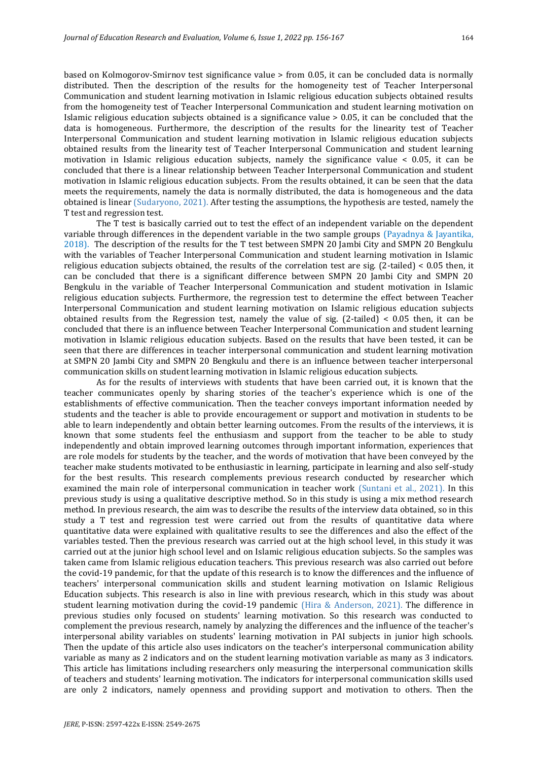based on Kolmogorov-Smirnov test significance value > from 0.05, it can be concluded data is normally distributed. Then the description of the results for the homogeneity test of Teacher Interpersonal Communication and student learning motivation in Islamic religious education subjects obtained results from the homogeneity test of Teacher Interpersonal Communication and student learning motivation on Islamic religious education subjects obtained is a significance value > 0.05, it can be concluded that the data is homogeneous. Furthermore, the description of the results for the linearity test of Teacher Interpersonal Communication and student learning motivation in Islamic religious education subjects obtained results from the linearity test of Teacher Interpersonal Communication and student learning motivation in Islamic religious education subjects, namely the significance value < 0.05, it can be concluded that there is a linear relationship between Teacher Interpersonal Communication and student motivation in Islamic religious education subjects. From the results obtained, it can be seen that the data meets the requirements, namely the data is normally distributed, the data is homogeneous and the data obtained is linear (Sudaryono, 2021). After testing the assumptions, the hypothesis are tested, namely the T test and regression test.

The T test is basically carried out to test the effect of an independent variable on the dependent variable through differences in the dependent variable in the two sample groups (Payadnya & Jayantika, 2018). The description of the results for the T test between SMPN 20 Jambi City and SMPN 20 Bengkulu with the variables of Teacher Interpersonal Communication and student learning motivation in Islamic religious education subjects obtained, the results of the correlation test are sig. (2-tailed) < 0.05 then, it can be concluded that there is a significant difference between SMPN 20 Jambi City and SMPN 20 Bengkulu in the variable of Teacher Interpersonal Communication and student motivation in Islamic religious education subjects. Furthermore, the regression test to determine the effect between Teacher Interpersonal Communication and student learning motivation on Islamic religious education subjects obtained results from the Regression test, namely the value of sig. (2-tailed) < 0.05 then, it can be concluded that there is an influence between Teacher Interpersonal Communication and student learning motivation in Islamic religious education subjects. Based on the results that have been tested, it can be seen that there are differences in teacher interpersonal communication and student learning motivation at SMPN 20 Jambi City and SMPN 20 Bengkulu and there is an influence between teacher interpersonal communication skills on student learning motivation in Islamic religious education subjects.

As for the results of interviews with students that have been carried out, it is known that the teacher communicates openly by sharing stories of the teacher's experience which is one of the establishments of effective communication. Then the teacher conveys important information needed by students and the teacher is able to provide encouragement or support and motivation in students to be able to learn independently and obtain better learning outcomes. From the results of the interviews, it is known that some students feel the enthusiasm and support from the teacher to be able to study independently and obtain improved learning outcomes through important information, experiences that are role models for students by the teacher, and the words of motivation that have been conveyed by the teacher make students motivated to be enthusiastic in learning, participate in learning and also self-study for the best results. This research complements previous research conducted by researcher which examined the main role of interpersonal communication in teacher work (Suntani et al., 2021). In this previous study is using a qualitative descriptive method. So in this study is using a mix method research method. In previous research, the aim was to describe the results of the interview data obtained, so in this study a T test and regression test were carried out from the results of quantitative data where quantitative data were explained with qualitative results to see the differences and also the effect of the variables tested. Then the previous research was carried out at the high school level, in this study it was carried out at the junior high school level and on Islamic religious education subjects. So the samples was taken came from Islamic religious education teachers. This previous research was also carried out before the covid-19 pandemic, for that the update of this research is to know the differences and the influence of teachers' interpersonal communication skills and student learning motivation on Islamic Religious Education subjects. This research is also in line with previous research, which in this study was about student learning motivation during the covid-19 pandemic (Hira & Anderson, 2021). The difference in previous studies only focused on students' learning motivation. So this research was conducted to complement the previous research, namely by analyzing the differences and the influence of the teacher's interpersonal ability variables on students' learning motivation in PAI subjects in junior high schools. Then the update of this article also uses indicators on the teacher's interpersonal communication ability variable as many as 2 indicators and on the student learning motivation variable as many as 3 indicators. This article has limitations including researchers only measuring the interpersonal communication skills of teachers and students' learning motivation. The indicators for interpersonal communication skills used are only 2 indicators, namely openness and providing support and motivation to others. Then the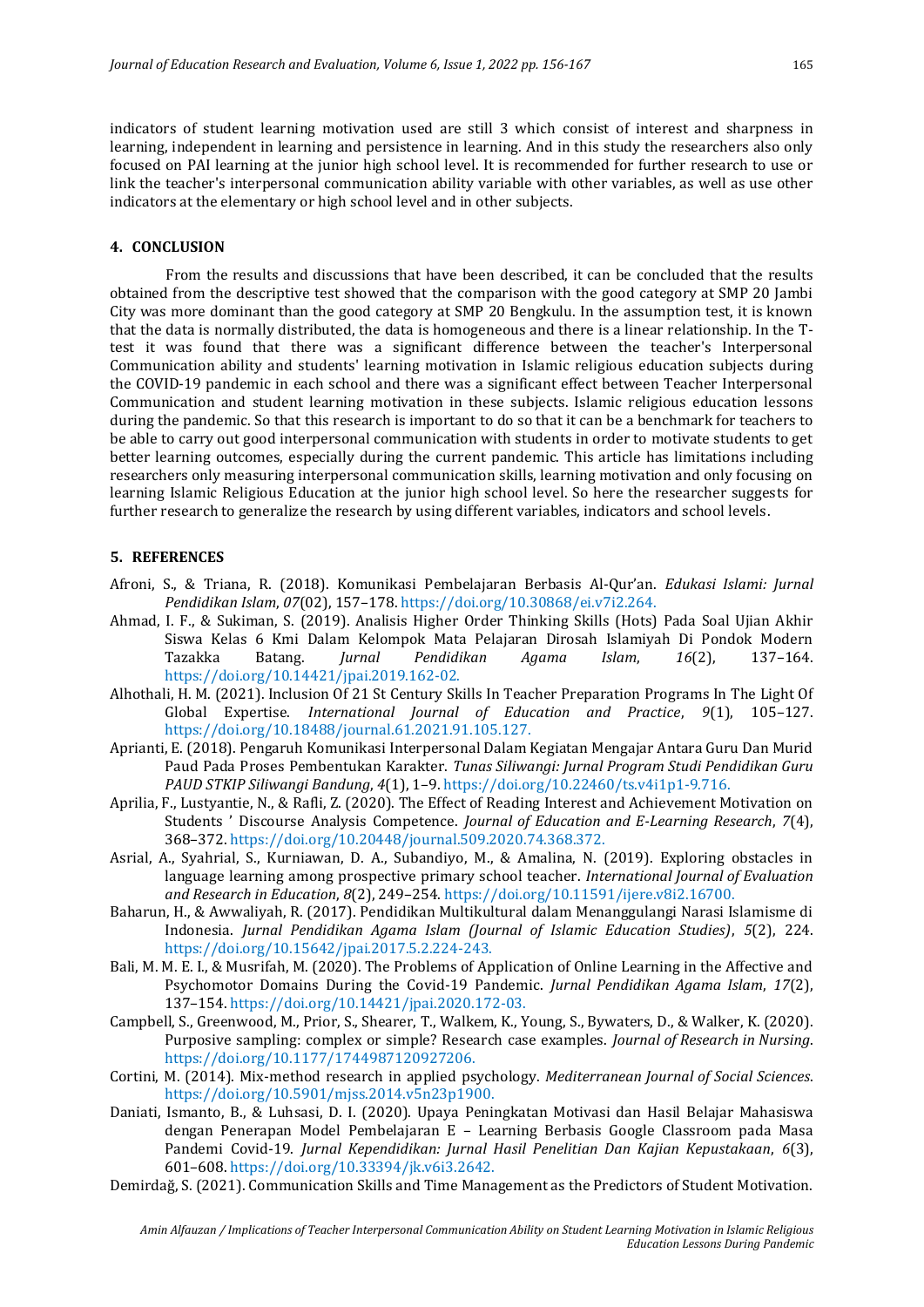indicators of student learning motivation used are still 3 which consist of interest and sharpness in learning, independent in learning and persistence in learning. And in this study the researchers also only focused on PAI learning at the junior high school level. It is recommended for further research to use or link the teacher's interpersonal communication ability variable with other variables, as well as use other indicators at the elementary or high school level and in other subjects.

## 4. CONCLUSION

From the results and discussions that have been described, it can be concluded that the results obtained from the descriptive test showed that the comparison with the good category at SMP 20 Jambi City was more dominant than the good category at SMP 20 Bengkulu. In the assumption test, it is known that the data is normally distributed, the data is homogeneous and there is a linear relationship. In the T-test it was found that there was a significant difference between the teacher's Interpersonal Communication ability and students' learning motivation in Islamic religious education subjects during the COVID-19 pandemic in each school and there was a significant effect between Teacher Interpersonal Communication and student learning motivation in these subjects. Islamic religious education lessons during the pandemic. So that this research is important to do so that it can be a benchmark for teachers to be able to carry out good interpersonal communication with students in order to motivate students to get better learning outcomes, especially during the current pandemic. This article has limitations including researchers only measuring interpersonal communication skills, learning motivation and only focusing on learning Islamic Religious Education at the junior high school level. So here the researcher suggests for further research to generalize the research by using different variables, indicators and school levels.

## 5. REFERENCES

Afroni, S., & Triana, R. (2018). Komunikasi Pembelajaran Berbasis Al-Qur'an. *Edukasi Islami: Jurnal Pendidikan Islam*, *07*(02), 157–178. https://doi.org/10.30868/ei.v7i2.264.

Ahmad, I. F., & Sukiman, S. (2019). Analisis Higher Order Thinking Skills (Hots) Pada Soal Ujian Akhir Siswa Kelas 6 Kmi Dalam Kelompok Mata Pelajaran Dirosah Islamiyah Di Pondok Modern Tazakka Batang. *Jurnal Pendidikan Agama Islam*, *16*(2), 137–164. https://doi.org/10.14421/jpai.2019.162-02.

Alhothali, H. M. (2021). Inclusion Of 21 St Century Skills In Teacher Preparation Programs In The Light Of Global Expertise. *International Journal of Education and Practice*, *9*(1), 105–127. https://doi.org/10.18488/journal.61.2021.91.105.127.

Aprianti, E. (2018). Pengaruh Komunikasi Interpersonal Dalam Kegiatan Mengajar Antara Guru Dan Murid Paud Pada Proses Pembentukan Karakter. *Tunas Siliwangi: Jurnal Program Studi Pendidikan Guru PAUD STKIP Siliwangi Bandung*, *4*(1), 1–9. https://doi.org/10.22460/ts.v4i1p1-9.716.

Aprilia, F., Lustyantie, N., & Rafli, Z. (2020). The Effect of Reading Interest and Achievement Motivation on Students ' Discourse Analysis Competence. *Journal of Education and E-Learning Research*, *7*(4), 368–372. https://doi.org/10.20448/journal.509.2020.74.368.372.

Asrial, A., Syahrial, S., Kurniawan, D. A., Subandiyo, M., & Amalina, N. (2019). Exploring obstacles in language learning among prospective primary school teacher. *International Journal of Evaluation and Research in Education*, *8*(2), 249–254. https://doi.org/10.11591/ijere.v8i2.16700.

Baharun, H., & Awwaliyah, R. (2017). Pendidikan Multikultural dalam Menanggulangi Narasi Islamisme di Indonesia. *Jurnal Pendidikan Agama Islam (Journal of Islamic Education Studies)*, *5*(2), 224. https://doi.org/10.15642/jpai.2017.5.2.224-243.

Bali, M. M. E. I., & Musrifah, M. (2020). The Problems of Application of Online Learning in the Affective and Psychomotor Domains During the Covid-19 Pandemic. *Jurnal Pendidikan Agama Islam*, *17*(2), 137–154. https://doi.org/10.14421/jpai.2020.172-03.

Campbell, S., Greenwood, M., Prior, S., Shearer, T., Walkem, K., Young, S., Bywaters, D., & Walker, K. (2020). Purposive sampling: complex or simple? Research case examples. *Journal of Research in Nursing*. https://doi.org/10.1177/1744987120927206.

Cortini, M. (2014). Mix-method research in applied psychology. *Mediterranean Journal of Social Sciences*. https://doi.org/10.5901/mjss.2014.v5n23p1900.

Daniati, Ismanto, B., & Luhsasi, D. I. (2020). Upaya Peningkatan Motivasi dan Hasil Belajar Mahasiswa dengan Penerapan Model Pembelajaran E – Learning Berbasis Google Classroom pada Masa Pandemi Covid-19. *Jurnal Kependidikan: Jurnal Hasil Penelitian Dan Kajian Kepustakaan*, *6*(3), 601–608. https://doi.org/10.33394/jk.v6i3.2642.

Demirdağ, S. (2021). Communication Skills and Time Management as the Predictors of Student Motivation.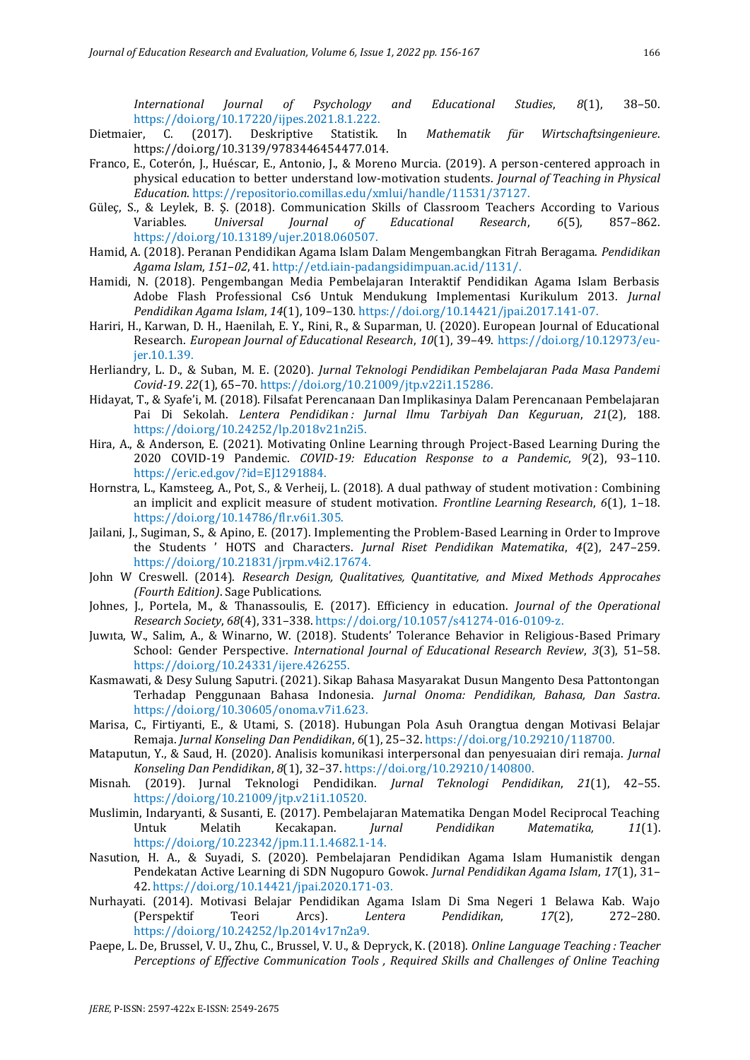*International Journal of Psychology and Educational Studies*, *8*(1), 38–50. https://doi.org/10.17220/ijpes.2021.8.1.222.

Dietmaier, C. (2017). Deskriptive Statistik. In *Mathematik für Wirtschaftsingenieure.* https://doi.org/10.3139/9783446454477.014.

Franco, E., Coterón, J., Huéscar, E., Antonio, J., & Moreno Murcia. (2019). A person-centered approach in physical education to better understand low-motivation students. *Journal of Teaching in Physical Education*. https://repositorio.comillas.edu/xmlui/handle/11531/37127.

Güleç, S., & Leylek, B. Ş. (2018). Communication Skills of Classroom Teachers According to Various Variables. *Universal Journal of Educational Research*, *6*(5), 857–862. https://doi.org/10.13189/ujer.2018.060507.

Hamid, A. (2018). Peranan Pendidikan Agama Islam Dalam Mengembangkan Fitrah Beragama. *Pendidikan Agama Islam*, *151–02*, 41. http://etd.iain-padangsidimpuan.ac.id/1131/.

Hamidi, N. (2018). Pengembangan Media Pembelajaran Interaktif Pendidikan Agama Islam Berbasis Adobe Flash Professional Cs6 Untuk Mendukung Implementasi Kurikulum 2013. *Jurnal Pendidikan Agama Islam*, *14*(1), 109–130. https://doi.org/10.14421/jpai.2017.141-07.

Hariri, H., Karwan, D. H., Haenilah, E. Y., Rini, R., & Suparman, U. (2020). European Journal of Educational Research. *European Journal of Educational Research*, *10*(1), 39–49. https://doi.org/10.12973/eu-jer.10.1.39.

Herliandry, L. D., & Suban, M. E. (2020). *Jurnal Teknologi Pendidikan Pembelajaran Pada Masa Pandemi Covid-19*. *22*(1), 65–70. https://doi.org/10.21009/jtp.v22i1.15286.

Hidayat, T., & Syafe'i, M. (2018). Filsafat Perencanaan Dan Implikasinya Dalam Perencanaan Pembelajaran Pai Di Sekolah. *Lentera Pendidikan : Jurnal Ilmu Tarbiyah Dan Keguruan*, *21*(2), 188. https://doi.org/10.24252/lp.2018v21n2i5.

Hira, A., & Anderson, E. (2021). Motivating Online Learning through Project-Based Learning During the 2020 COVID-19 Pandemic. *COVID-19: Education Response to a Pandemic*, *9*(2), 93–110. https://eric.ed.gov/?id=EJ1291884.

Hornstra, L., Kamsteeg, A., Pot, S., & Verheij, L. (2018). A dual pathway of student motivation : Combining an implicit and explicit measure of student motivation. *Frontline Learning Research*, *6*(1), 1–18. https://doi.org/10.14786/flr.v6i1.305.

Jailani, J., Sugiman, S., & Apino, E. (2017). Implementing the Problem-Based Learning in Order to Improve the Students ' HOTS and Characters. *Jurnal Riset Pendidikan Matematika*, *4*(2), 247–259. https://doi.org/10.21831/jrpm.v4i2.17674.

John W Creswell. (2014). *Research Design, Qualitatives, Quantitative, and Mixed Methods Approcahes (Fourth Edition)*. Sage Publications.

Johnes, J., Portela, M., & Thanassoulis, E. (2017). Efficiency in education. *Journal of the Operational Research Society*, *68*(4), 331–338. https://doi.org/10.1057/s41274-016-0109-z.

Juwıta, W., Salim, A., & Winarno, W. (2018). Students' Tolerance Behavior in Religious-Based Primary School: Gender Perspective. *International Journal of Educational Research Review*, *3*(3), 51–58. https://doi.org/10.24331/ijere.426255.

Kasmawati, & Desy Sulung Saputri. (2021). Sikap Bahasa Masyarakat Dusun Mangento Desa Pattontongan Terhadap Penggunaan Bahasa Indonesia. *Jurnal Onoma: Pendidikan, Bahasa, Dan Sastra*. https://doi.org/10.30605/onoma.v7i1.623.

Marisa, C., Firtiyanti, E., & Utami, S. (2018). Hubungan Pola Asuh Orangtua dengan Motivasi Belajar Remaja. *Jurnal Konseling Dan Pendidikan*, *6*(1), 25–32. https://doi.org/10.29210/118700.

Mataputun, Y., & Saud, H. (2020). Analisis komunikasi interpersonal dan penyesuaian diri remaja. *Jurnal Konseling Dan Pendidikan*, *8*(1), 32–37. https://doi.org/10.29210/140800.

Misnah. (2019). Jurnal Teknologi Pendidikan. *Jurnal Teknologi Pendidikan*, *21*(1), 42–55. https://doi.org/10.21009/jtp.v21i1.10520.

Muslimin, Indaryanti, & Susanti, E. (2017). Pembelajaran Matematika Dengan Model Reciprocal Teaching Untuk Melatih Kecakapan. *Jurnal Pendidikan Matematika, 11*(1). https://doi.org/10.22342/jpm.11.1.4682.1-14.

Nasution, H. A., & Suyadi, S. (2020). Pembelajaran Pendidikan Agama Islam Humanistik dengan Pendekatan Active Learning di SDN Nugopuro Gowok. *Jurnal Pendidikan Agama Islam*, *17*(1), 31–42. https://doi.org/10.14421/jpai.2020.171-03.

Nurhayati. (2014). Motivasi Belajar Pendidikan Agama Islam Di Sma Negeri 1 Belawa Kab. Wajo (Perspektif Teori Arcs). *Lentera Pendidikan*, *17*(2), 272–280. https://doi.org/10.24252/lp.2014v17n2a9.

Paepe, L. De, Brussel, V. U., Zhu, C., Brussel, V. U., & Depryck, K. (2018). *Online Language Teaching : Teacher Perceptions of Effective Communication Tools , Required Skills and Challenges of Online Teaching*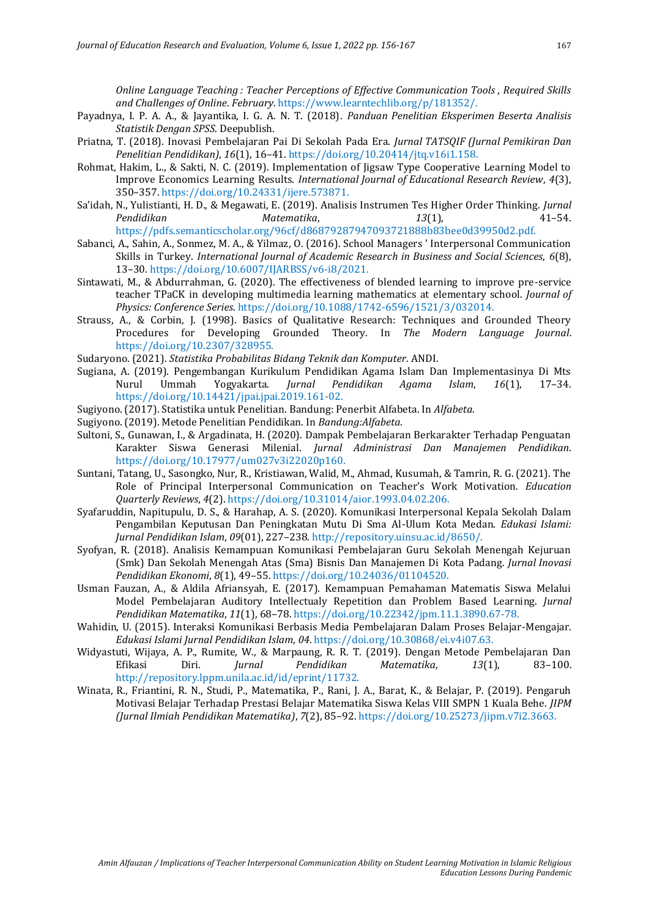*Online Language Teaching : Teacher Perceptions of Effective Communication Tools , Required Skills and Challenges of Online*. *February*. https://www.learntechlib.org/p/181352/.

Payadnya, I. P. A. A., & Jayantika, I. G. A. N. T. (2018). *Panduan Penelitian Eksperimen Beserta Analisis Statistik Dengan SPSS*. Deepublish.

Priatna, T. (2018). Inovasi Pembelajaran Pai Di Sekolah Pada Era. *Jurnal TATSQIF (Jurnal Pemikiran Dan Penelitian Pendidikan)*, *16*(1), 16–41. https://doi.org/10.20414/jtq.v16i1.158.

Rohmat, Hakim, L., & Sakti, N. C. (2019). Implementation of Jigsaw Type Cooperative Learning Model to Improve Economics Learning Results. *International Journal of Educational Research Review*, *4*(3), 350–357. https://doi.org/10.24331/ijere.573871.

Sa'idah, N., Yulistianti, H. D., & Megawati, E. (2019). Analisis Instrumen Tes Higher Order Thinking. *Jurnal Pendidikan Matematika*, *13*(1), 41–54. https://pdfs.semanticscholar.org/96cf/d868792879470937218888b83bee0d39950d2.pdf.

Sabanci, A., Sahin, A., Sonmez, M. A., & Yilmaz, O. (2016). School Managers ' Interpersonal Communication Skills in Turkey. *International Journal of Academic Research in Business and Social Sciences*, *6*(8), 13–30. https://doi.org/10.6007/IJARBSS/v6-i8/2021.

Sintawati, M., & Abdurrahman, G. (2020). The effectiveness of blended learning to improve pre-service teacher TPaCK in developing multimedia learning mathematics at elementary school. *Journal of Physics: Conference Series*. https://doi.org/10.1088/1742-6596/1521/3/032014.

Strauss, A., & Corbin, J. (1998). Basics of Qualitative Research: Techniques and Grounded Theory Procedures for Developing Grounded Theory. In *The Modern Language Journal*. https://doi.org/10.2307/328955.

Sudaryono. (2021). *Statistika Probabilitas Bidang Teknik dan Komputer*. ANDI.

Sugiana, A. (2019). Pengembangan Kurikulum Pendidikan Agama Islam Dan Implementasinya Di Mts Nurul Ummah Yogyakarta. *Jurnal Pendidikan Agama Islam*, *16*(1), 17–34. https://doi.org/10.14421/jpai.jpai.2019.161-02.

Sugiyono. (2017). Statistika untuk Penelitian. Bandung: Penerbit Alfabeta. In *Alfabeta*.

Sugiyono. (2019). Metode Penelitian Pendidikan. In *Bandung:Alfabeta*.

Sultoni, S., Gunawan, I., & Argadinata, H. (2020). Dampak Pembelajaran Berkarakter Terhadap Penguatan Karakter Siswa Generasi Milenial. *Jurnal Administrasi Dan Manajemen Pendidikan*. https://doi.org/10.17977/um027v3i22020p160.

Suntani, Tatang, U., Sasongko, Nur, R., Kristiawan, Walid, M., Ahmad, Kusumah, & Tamrin, R. G. (2021). The Role of Principal Interpersonal Communication on Teacher's Work Motivation. *Education Quarterly Reviews*, *4*(2). https://doi.org/10.31014/aior.1993.04.02.206.

Syafaruddin, Napitupulu, D. S., & Harahap, A. S. (2020). Komunikasi Interpersonal Kepala Sekolah Dalam Pengambilan Keputusan Dan Peningkatan Mutu Di Sma Al-Ulum Kota Medan. *Edukasi Islami: Jurnal Pendidikan Islam*, *09*(01), 227–238. http://repository.uinsu.ac.id/8650/.

Syofyan, R. (2018). Analisis Kemampuan Komunikasi Pembelajaran Guru Sekolah Menengah Kejuruan (Smk) Dan Sekolah Menengah Atas (Sma) Bisnis Dan Manajemen Di Kota Padang. *Jurnal Inovasi Pendidikan Ekonomi*, *8*(1), 49–55. https://doi.org/10.24036/01104520.

Usman Fauzan, A., & Aldila Afriansyah, E. (2017). Kemampuan Pemahaman Matematis Siswa Melalui Model Pembelajaran Auditory Intellectualy Repetition dan Problem Based Learning. *Jurnal Pendidikan Matematika*, *11*(1), 68–78. https://doi.org/10.22342/jpm.11.1.3890.67-78.

Wahidin, U. (2015). Interaksi Komunikasi Berbasis Media Pembelajaran Dalam Proses Belajar-Mengajar. *Edukasi Islami Jurnal Pendidikan Islam*, *04*. https://doi.org/10.30868/ei.v4i07.63.

Widyastuti, Wijaya, A. P., Rumite, W., & Marpaung, R. R. T. (2019). Dengan Metode Pembelajaran Dan Efikasi Diri. *Jurnal Pendidikan Matematika*, *13*(1), 83–100. http://repository.lppm.unila.ac.id/id/eprint/11732.

Winata, R., Friantini, R. N., Studi, P., Matematika, P., Rani, J. A., Barat, K., & Belajar, P. (2019). Pengaruh Motivasi Belajar Terhadap Prestasi Belajar Matematika Siswa Kelas VIII SMPN 1 Kuala Behe. *JIPM (Jurnal Ilmiah Pendidikan Matematika)*, *7*(2), 85–92. https://doi.org/10.25273/jipm.v7i2.3663.